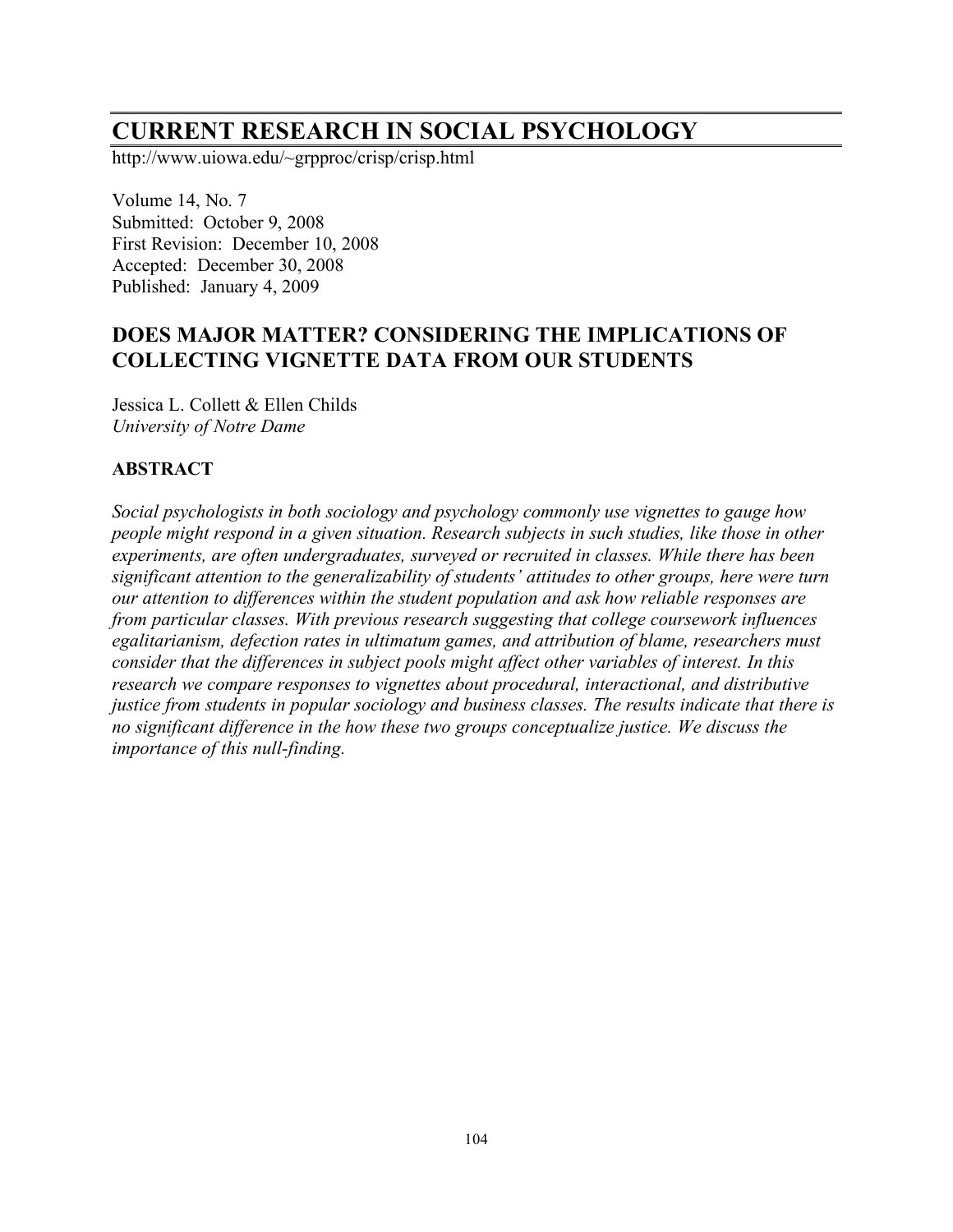# CURRENT RESEARCH IN SOCIAL PSYCHOLOGY

http://www.uiowa.edu/~grpproc/crisp/crisp.html

Volume 14, No. 7
Submitted: October 9, 2008
First Revision: December 10, 2008
Accepted: December 30, 2008
Published: January 4, 2009

## DOES MAJOR MATTER? CONSIDERING THE IMPLICATIONS OF COLLECTING VIGNETTE DATA FROM OUR STUDENTS

Jessica L. Collett & Ellen Childs
*University of Notre Dame*

### ABSTRACT

*Social psychologists in both sociology and psychology commonly use vignettes to gauge how people might respond in a given situation. Research subjects in such studies, like those in other experiments, are often undergraduates, surveyed or recruited in classes. While there has been significant attention to the generalizability of students' attitudes to other groups, here were turn our attention to differences within the student population and ask how reliable responses are from particular classes. With previous research suggesting that college coursework influences egalitarianism, defection rates in ultimatum games, and attribution of blame, researchers must consider that the differences in subject pools might affect other variables of interest. In this research we compare responses to vignettes about procedural, interactional, and distributive justice from students in popular sociology and business classes. The results indicate that there is no significant difference in the how these two groups conceptualize justice. We discuss the importance of this null-finding.*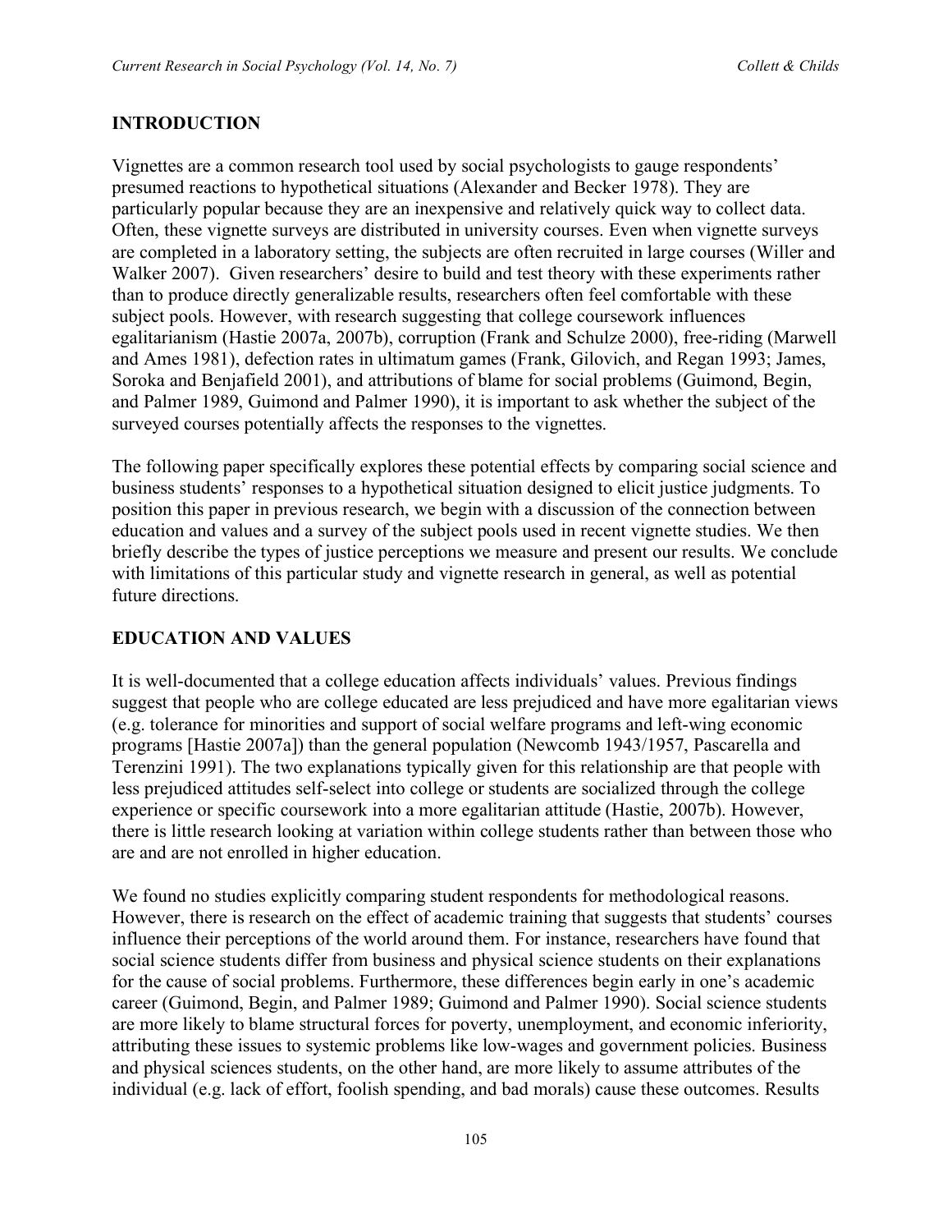## INTRODUCTION

Vignettes are a common research tool used by social psychologists to gauge respondents' presumed reactions to hypothetical situations (Alexander and Becker 1978). They are particularly popular because they are an inexpensive and relatively quick way to collect data. Often, these vignette surveys are distributed in university courses. Even when vignette surveys are completed in a laboratory setting, the subjects are often recruited in large courses (Willer and Walker 2007). Given researchers' desire to build and test theory with these experiments rather than to produce directly generalizable results, researchers often feel comfortable with these subject pools. However, with research suggesting that college coursework influences egalitarianism (Hastie 2007a, 2007b), corruption (Frank and Schulze 2000), free-riding (Marwell and Ames 1981), defection rates in ultimatum games (Frank, Gilovich, and Regan 1993; James, Soroka and Benjafield 2001), and attributions of blame for social problems (Guimond, Begin, and Palmer 1989, Guimond and Palmer 1990), it is important to ask whether the subject of the surveyed courses potentially affects the responses to the vignettes.

The following paper specifically explores these potential effects by comparing social science and business students' responses to a hypothetical situation designed to elicit justice judgments. To position this paper in previous research, we begin with a discussion of the connection between education and values and a survey of the subject pools used in recent vignette studies. We then briefly describe the types of justice perceptions we measure and present our results. We conclude with limitations of this particular study and vignette research in general, as well as potential future directions.

## EDUCATION AND VALUES

It is well-documented that a college education affects individuals' values. Previous findings suggest that people who are college educated are less prejudiced and have more egalitarian views (e.g. tolerance for minorities and support of social welfare programs and left-wing economic programs [Hastie 2007a]) than the general population (Newcomb 1943/1957, Pascarella and Terenzini 1991). The two explanations typically given for this relationship are that people with less prejudiced attitudes self-select into college or students are socialized through the college experience or specific coursework into a more egalitarian attitude (Hastie, 2007b). However, there is little research looking at variation within college students rather than between those who are and are not enrolled in higher education.

We found no studies explicitly comparing student respondents for methodological reasons. However, there is research on the effect of academic training that suggests that students' courses influence their perceptions of the world around them. For instance, researchers have found that social science students differ from business and physical science students on their explanations for the cause of social problems. Furthermore, these differences begin early in one's academic career (Guimond, Begin, and Palmer 1989; Guimond and Palmer 1990). Social science students are more likely to blame structural forces for poverty, unemployment, and economic inferiority, attributing these issues to systemic problems like low-wages and government policies. Business and physical sciences students, on the other hand, are more likely to assume attributes of the individual (e.g. lack of effort, foolish spending, and bad morals) cause these outcomes. Results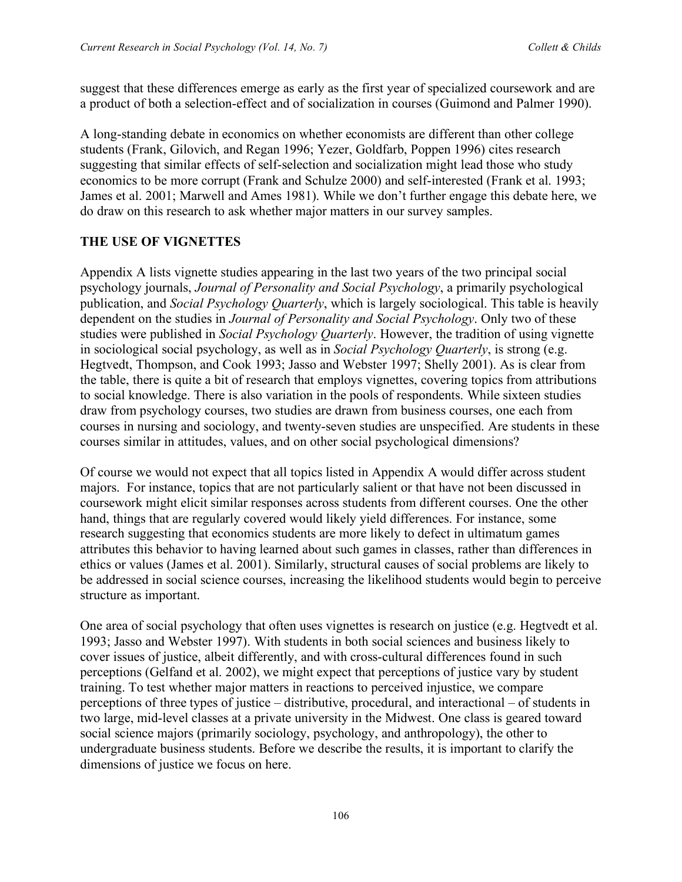suggest that these differences emerge as early as the first year of specialized coursework and are a product of both a selection-effect and of socialization in courses (Guimond and Palmer 1990).

A long-standing debate in economics on whether economists are different than other college students (Frank, Gilovich, and Regan 1996; Yezer, Goldfarb, Poppen 1996) cites research suggesting that similar effects of self-selection and socialization might lead those who study economics to be more corrupt (Frank and Schulze 2000) and self-interested (Frank et al. 1993; James et al. 2001; Marwell and Ames 1981). While we don't further engage this debate here, we do draw on this research to ask whether major matters in our survey samples.

## THE USE OF VIGNETTES

Appendix A lists vignette studies appearing in the last two years of the two principal social psychology journals, *Journal of Personality and Social Psychology*, a primarily psychological publication, and *Social Psychology Quarterly*, which is largely sociological. This table is heavily dependent on the studies in *Journal of Personality and Social Psychology*. Only two of these studies were published in *Social Psychology Quarterly*. However, the tradition of using vignette in sociological social psychology, as well as in *Social Psychology Quarterly*, is strong (e.g. Hegtvedt, Thompson, and Cook 1993; Jasso and Webster 1997; Shelly 2001). As is clear from the table, there is quite a bit of research that employs vignettes, covering topics from attributions to social knowledge. There is also variation in the pools of respondents. While sixteen studies draw from psychology courses, two studies are drawn from business courses, one each from courses in nursing and sociology, and twenty-seven studies are unspecified. Are students in these courses similar in attitudes, values, and on other social psychological dimensions?

Of course we would not expect that all topics listed in Appendix A would differ across student majors. For instance, topics that are not particularly salient or that have not been discussed in coursework might elicit similar responses across students from different courses. One the other hand, things that are regularly covered would likely yield differences. For instance, some research suggesting that economics students are more likely to defect in ultimatum games attributes this behavior to having learned about such games in classes, rather than differences in ethics or values (James et al. 2001). Similarly, structural causes of social problems are likely to be addressed in social science courses, increasing the likelihood students would begin to perceive structure as important.

One area of social psychology that often uses vignettes is research on justice (e.g. Hegtvedt et al. 1993; Jasso and Webster 1997). With students in both social sciences and business likely to cover issues of justice, albeit differently, and with cross-cultural differences found in such perceptions (Gelfand et al. 2002), we might expect that perceptions of justice vary by student training. To test whether major matters in reactions to perceived injustice, we compare perceptions of three types of justice – distributive, procedural, and interactional – of students in two large, mid-level classes at a private university in the Midwest. One class is geared toward social science majors (primarily sociology, psychology, and anthropology), the other to undergraduate business students. Before we describe the results, it is important to clarify the dimensions of justice we focus on here.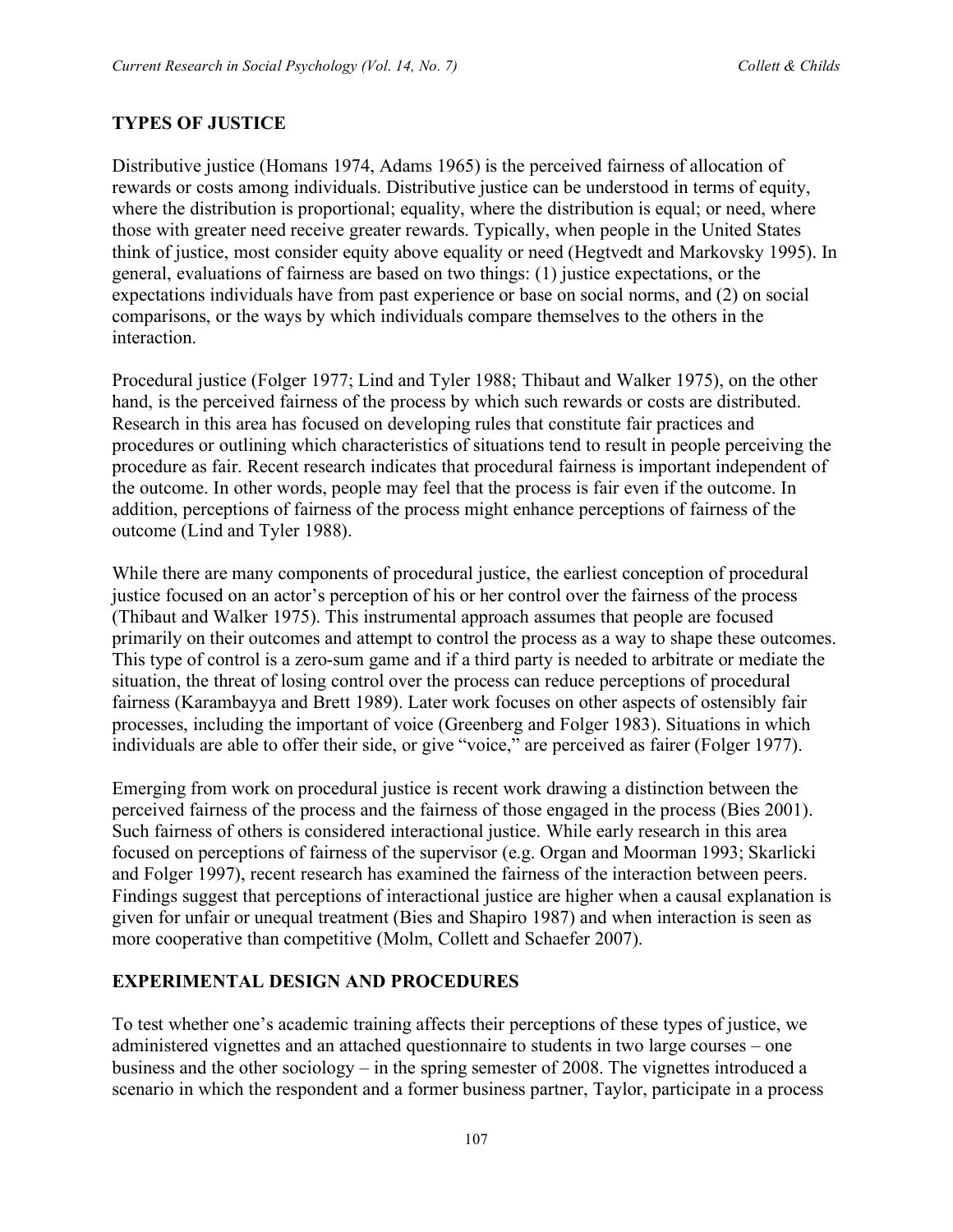## TYPES OF JUSTICE

Distributive justice (Homans 1974, Adams 1965) is the perceived fairness of allocation of rewards or costs among individuals. Distributive justice can be understood in terms of equity, where the distribution is proportional; equality, where the distribution is equal; or need, where those with greater need receive greater rewards. Typically, when people in the United States think of justice, most consider equity above equality or need (Hegtvedt and Markovsky 1995). In general, evaluations of fairness are based on two things: (1) justice expectations, or the expectations individuals have from past experience or base on social norms, and (2) on social comparisons, or the ways by which individuals compare themselves to the others in the interaction.

Procedural justice (Folger 1977; Lind and Tyler 1988; Thibaut and Walker 1975), on the other hand, is the perceived fairness of the process by which such rewards or costs are distributed. Research in this area has focused on developing rules that constitute fair practices and procedures or outlining which characteristics of situations tend to result in people perceiving the procedure as fair. Recent research indicates that procedural fairness is important independent of the outcome. In other words, people may feel that the process is fair even if the outcome. In addition, perceptions of fairness of the process might enhance perceptions of fairness of the outcome (Lind and Tyler 1988).

While there are many components of procedural justice, the earliest conception of procedural justice focused on an actor's perception of his or her control over the fairness of the process (Thibaut and Walker 1975). This instrumental approach assumes that people are focused primarily on their outcomes and attempt to control the process as a way to shape these outcomes. This type of control is a zero-sum game and if a third party is needed to arbitrate or mediate the situation, the threat of losing control over the process can reduce perceptions of procedural fairness (Karambayya and Brett 1989). Later work focuses on other aspects of ostensibly fair processes, including the important of voice (Greenberg and Folger 1983). Situations in which individuals are able to offer their side, or give "voice," are perceived as fairer (Folger 1977).

Emerging from work on procedural justice is recent work drawing a distinction between the perceived fairness of the process and the fairness of those engaged in the process (Bies 2001). Such fairness of others is considered interactional justice. While early research in this area focused on perceptions of fairness of the supervisor (e.g. Organ and Moorman 1993; Skarlicki and Folger 1997), recent research has examined the fairness of the interaction between peers. Findings suggest that perceptions of interactional justice are higher when a causal explanation is given for unfair or unequal treatment (Bies and Shapiro 1987) and when interaction is seen as more cooperative than competitive (Molm, Collett and Schaefer 2007).

## EXPERIMENTAL DESIGN AND PROCEDURES

To test whether one's academic training affects their perceptions of these types of justice, we administered vignettes and an attached questionnaire to students in two large courses – one business and the other sociology – in the spring semester of 2008. The vignettes introduced a scenario in which the respondent and a former business partner, Taylor, participate in a process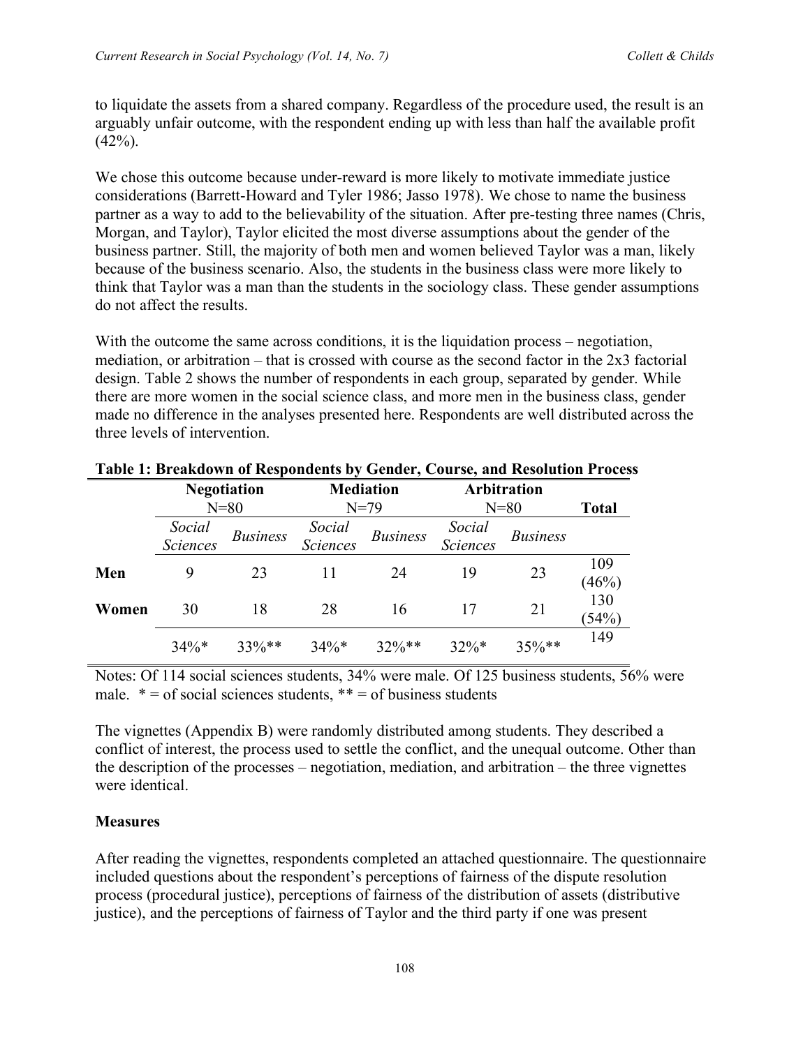to liquidate the assets from a shared company. Regardless of the procedure used, the result is an arguably unfair outcome, with the respondent ending up with less than half the available profit (42%).

We chose this outcome because under-reward is more likely to motivate immediate justice considerations (Barrett-Howard and Tyler 1986; Jasso 1978). We chose to name the business partner as a way to add to the believability of the situation. After pre-testing three names (Chris, Morgan, and Taylor), Taylor elicited the most diverse assumptions about the gender of the business partner. Still, the majority of both men and women believed Taylor was a man, likely because of the business scenario. Also, the students in the business class were more likely to think that Taylor was a man than the students in the sociology class. These gender assumptions do not affect the results.

With the outcome the same across conditions, it is the liquidation process – negotiation, mediation, or arbitration – that is crossed with course as the second factor in the 2x3 factorial design. Table 2 shows the number of respondents in each group, separated by gender. While there are more women in the social science class, and more men in the business class, gender made no difference in the analyses presented here. Respondents are well distributed across the three levels of intervention.

**Table 1: Breakdown of Respondents by Gender, Course, and Resolution Process**

| | **Negotiation** N=80 | | **Mediation** N=79 | | **Arbitration** N=80 | | **Total** |
|---|---|---|---|---|---|---|---|
| | *Social Sciences* | *Business* | *Social Sciences* | *Business* | *Social Sciences* | *Business* | |
| **Men** | 9 | 23 | 11 | 24 | 19 | 23 | 109 (46%) |
| **Women** | 30 | 18 | 28 | 16 | 17 | 21 | 130 (54%) |
| | 34%* | 33%** | 34%* | 32%** | 32%* | 35%** | 149 |

Notes: Of 114 social sciences students, 34% were male. Of 125 business students, 56% were male. * = of social sciences students, ** = of business students

The vignettes (Appendix B) were randomly distributed among students. They described a conflict of interest, the process used to settle the conflict, and the unequal outcome. Other than the description of the processes – negotiation, mediation, and arbitration – the three vignettes were identical.

### Measures

After reading the vignettes, respondents completed an attached questionnaire. The questionnaire included questions about the respondent's perceptions of fairness of the dispute resolution process (procedural justice), perceptions of fairness of the distribution of assets (distributive justice), and the perceptions of fairness of Taylor and the third party if one was present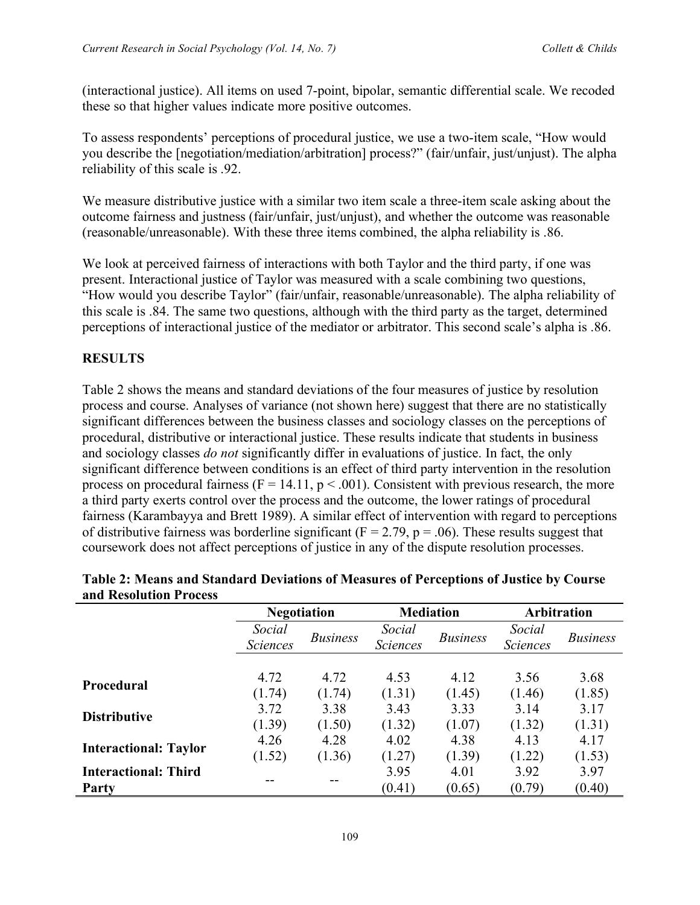(interactional justice). All items on used 7-point, bipolar, semantic differential scale. We recoded these so that higher values indicate more positive outcomes.

To assess respondents' perceptions of procedural justice, we use a two-item scale, "How would you describe the [negotiation/mediation/arbitration] process?" (fair/unfair, just/unjust). The alpha reliability of this scale is .92.

We measure distributive justice with a similar two item scale a three-item scale asking about the outcome fairness and justness (fair/unfair, just/unjust), and whether the outcome was reasonable (reasonable/unreasonable). With these three items combined, the alpha reliability is .86.

We look at perceived fairness of interactions with both Taylor and the third party, if one was present. Interactional justice of Taylor was measured with a scale combining two questions, "How would you describe Taylor" (fair/unfair, reasonable/unreasonable). The alpha reliability of this scale is .84. The same two questions, although with the third party as the target, determined perceptions of interactional justice of the mediator or arbitrator. This second scale's alpha is .86.

## RESULTS

Table 2 shows the means and standard deviations of the four measures of justice by resolution process and course. Analyses of variance (not shown here) suggest that there are no statistically significant differences between the business classes and sociology classes on the perceptions of procedural, distributive or interactional justice. These results indicate that students in business and sociology classes *do not* significantly differ in evaluations of justice. In fact, the only significant difference between conditions is an effect of third party intervention in the resolution process on procedural fairness ($F = 14.11$, $p < .001$). Consistent with previous research, the more a third party exerts control over the process and the outcome, the lower ratings of procedural fairness (Karambayya and Brett 1989). A similar effect of intervention with regard to perceptions of distributive fairness was borderline significant ($F = 2.79$, $p = .06$). These results suggest that coursework does not affect perceptions of justice in any of the dispute resolution processes.

**Table 2: Means and Standard Deviations of Measures of Perceptions of Justice by Course and Resolution Process**

| | Negotiation | | Mediation | | Arbitration | |
|---|---|---|---|---|---|---|
| | *Social Sciences* | *Business* | *Social Sciences* | *Business* | *Social Sciences* | *Business* |
| **Procedural** | 4.72<br>(1.74) | 4.72<br>(1.74) | 4.53<br>(1.31) | 4.12<br>(1.45) | 3.56<br>(1.46) | 3.68<br>(1.85) |
| **Distributive** | 3.72<br>(1.39) | 3.38<br>(1.50) | 3.43<br>(1.32) | 3.33<br>(1.07) | 3.14<br>(1.32) | 3.17<br>(1.31) |
| **Interactional: Taylor** | 4.26<br>(1.52) | 4.28<br>(1.36) | 4.02<br>(1.27) | 4.38<br>(1.39) | 4.13<br>(1.22) | 4.17<br>(1.53) |
| **Interactional: Third Party** | -- | -- | 3.95<br>(0.41) | 4.01<br>(0.65) | 3.92<br>(0.79) | 3.97<br>(0.40) |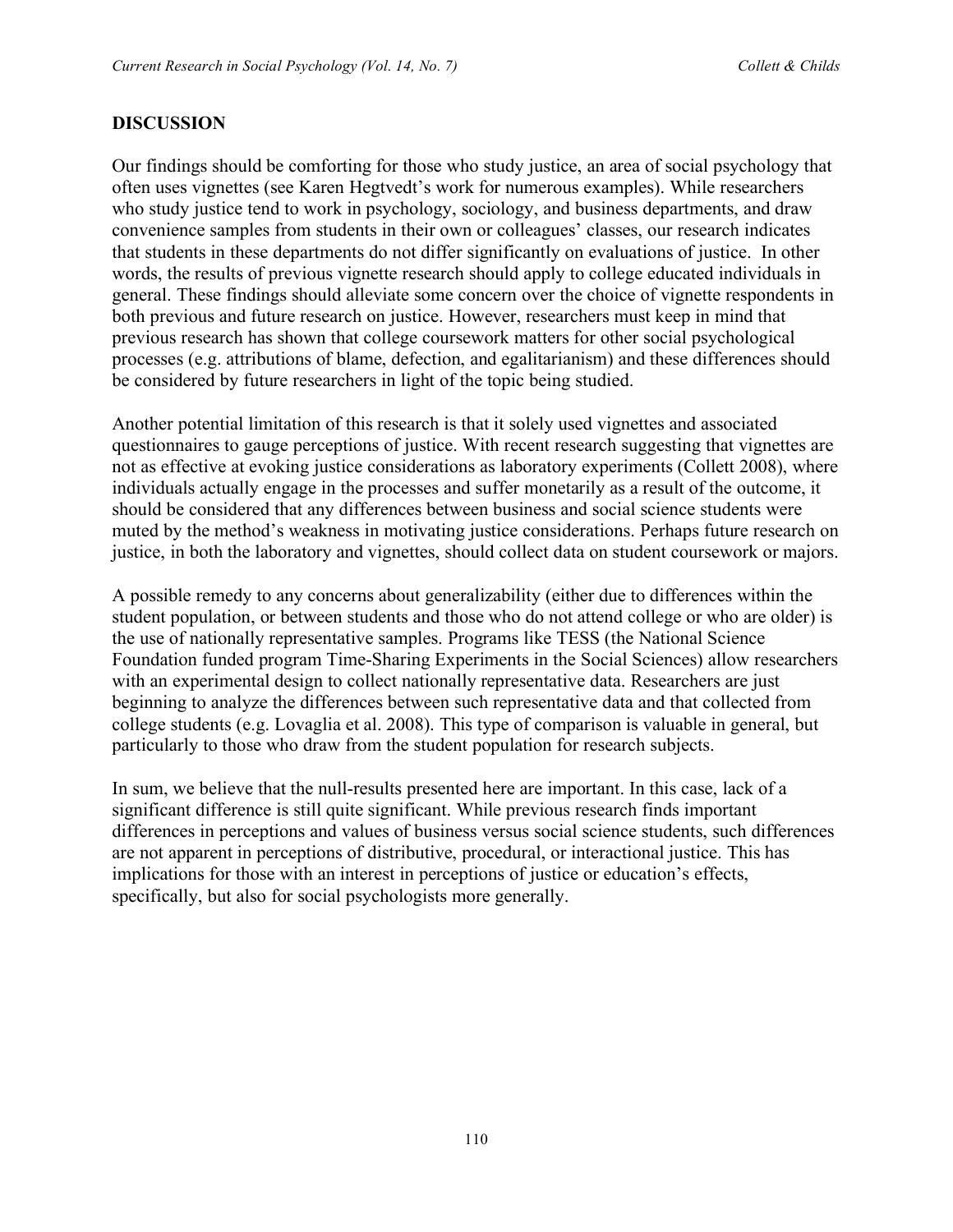## DISCUSSION

Our findings should be comforting for those who study justice, an area of social psychology that often uses vignettes (see Karen Hegtvedt's work for numerous examples). While researchers who study justice tend to work in psychology, sociology, and business departments, and draw convenience samples from students in their own or colleagues' classes, our research indicates that students in these departments do not differ significantly on evaluations of justice. In other words, the results of previous vignette research should apply to college educated individuals in general. These findings should alleviate some concern over the choice of vignette respondents in both previous and future research on justice. However, researchers must keep in mind that previous research has shown that college coursework matters for other social psychological processes (e.g. attributions of blame, defection, and egalitarianism) and these differences should be considered by future researchers in light of the topic being studied.

Another potential limitation of this research is that it solely used vignettes and associated questionnaires to gauge perceptions of justice. With recent research suggesting that vignettes are not as effective at evoking justice considerations as laboratory experiments (Collett 2008), where individuals actually engage in the processes and suffer monetarily as a result of the outcome, it should be considered that any differences between business and social science students were muted by the method's weakness in motivating justice considerations. Perhaps future research on justice, in both the laboratory and vignettes, should collect data on student coursework or majors.

A possible remedy to any concerns about generalizability (either due to differences within the student population, or between students and those who do not attend college or who are older) is the use of nationally representative samples. Programs like TESS (the National Science Foundation funded program Time-Sharing Experiments in the Social Sciences) allow researchers with an experimental design to collect nationally representative data. Researchers are just beginning to analyze the differences between such representative data and that collected from college students (e.g. Lovaglia et al. 2008). This type of comparison is valuable in general, but particularly to those who draw from the student population for research subjects.

In sum, we believe that the null-results presented here are important. In this case, lack of a significant difference is still quite significant. While previous research finds important differences in perceptions and values of business versus social science students, such differences are not apparent in perceptions of distributive, procedural, or interactional justice. This has implications for those with an interest in perceptions of justice or education's effects, specifically, but also for social psychologists more generally.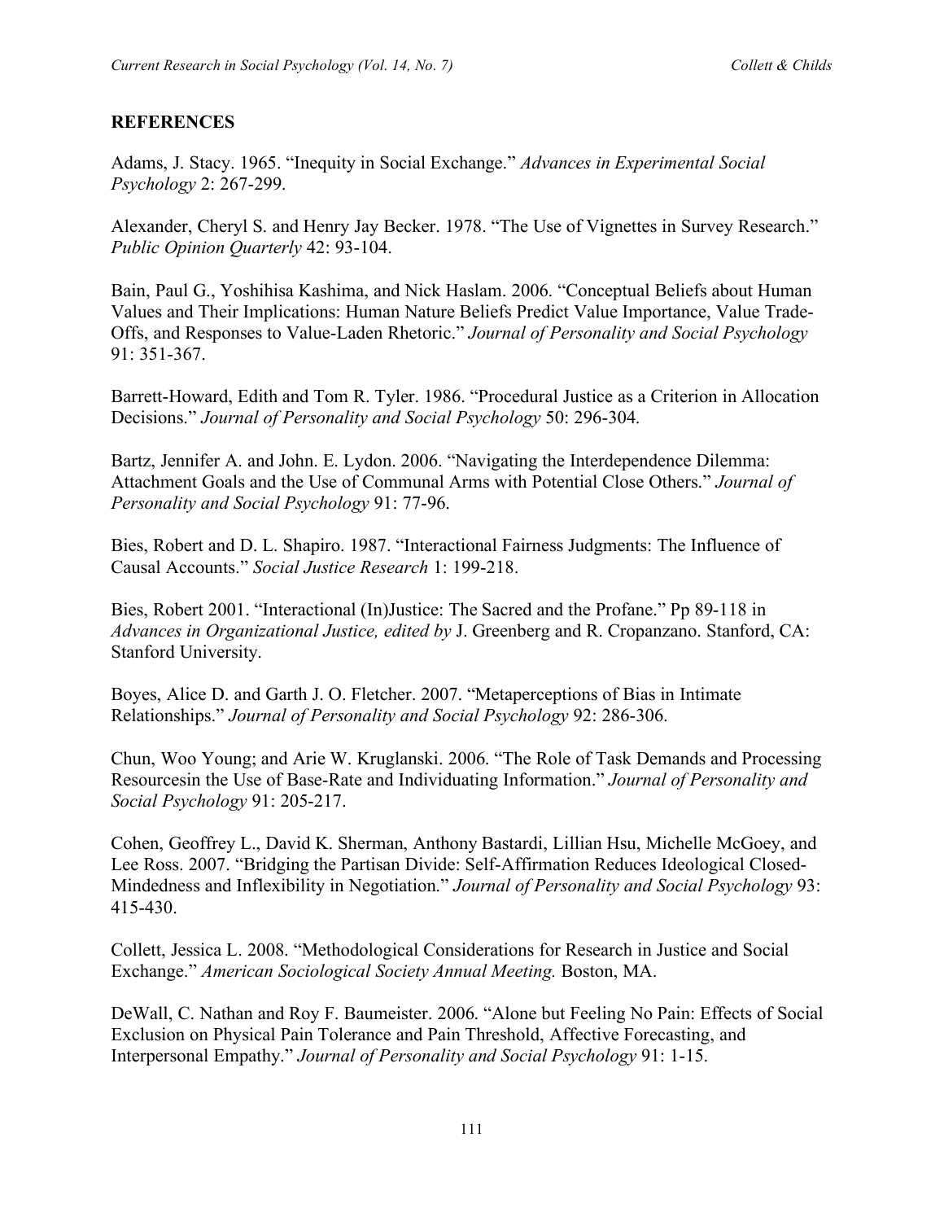## REFERENCES

Adams, J. Stacy. 1965. "Inequity in Social Exchange." *Advances in Experimental Social Psychology* 2: 267-299.

Alexander, Cheryl S. and Henry Jay Becker. 1978. "The Use of Vignettes in Survey Research." *Public Opinion Quarterly* 42: 93-104.

Bain, Paul G., Yoshihisa Kashima, and Nick Haslam. 2006. "Conceptual Beliefs about Human Values and Their Implications: Human Nature Beliefs Predict Value Importance, Value Trade-Offs, and Responses to Value-Laden Rhetoric." *Journal of Personality and Social Psychology* 91: 351-367.

Barrett-Howard, Edith and Tom R. Tyler. 1986. "Procedural Justice as a Criterion in Allocation Decisions." *Journal of Personality and Social Psychology* 50: 296-304.

Bartz, Jennifer A. and John. E. Lydon. 2006. "Navigating the Interdependence Dilemma: Attachment Goals and the Use of Communal Arms with Potential Close Others." *Journal of Personality and Social Psychology* 91: 77-96.

Bies, Robert and D. L. Shapiro. 1987. "Interactional Fairness Judgments: The Influence of Causal Accounts." *Social Justice Research* 1: 199-218.

Bies, Robert 2001. "Interactional (In)Justice: The Sacred and the Profane." Pp 89-118 in *Advances in Organizational Justice, edited by* J. Greenberg and R. Cropanzano. Stanford, CA: Stanford University.

Boyes, Alice D. and Garth J. O. Fletcher. 2007. "Metaperceptions of Bias in Intimate Relationships." *Journal of Personality and Social Psychology* 92: 286-306.

Chun, Woo Young; and Arie W. Kruglanski. 2006. "The Role of Task Demands and Processing Resourcesin the Use of Base-Rate and Individuating Information." *Journal of Personality and Social Psychology* 91: 205-217.

Cohen, Geoffrey L., David K. Sherman, Anthony Bastardi, Lillian Hsu, Michelle McGoey, and Lee Ross. 2007. "Bridging the Partisan Divide: Self-Affirmation Reduces Ideological Closed-Mindedness and Inflexibility in Negotiation." *Journal of Personality and Social Psychology* 93: 415-430.

Collett, Jessica L. 2008. "Methodological Considerations for Research in Justice and Social Exchange." *American Sociological Society Annual Meeting.* Boston, MA.

DeWall, C. Nathan and Roy F. Baumeister. 2006. "Alone but Feeling No Pain: Effects of Social Exclusion on Physical Pain Tolerance and Pain Threshold, Affective Forecasting, and Interpersonal Empathy." *Journal of Personality and Social Psychology* 91: 1-15.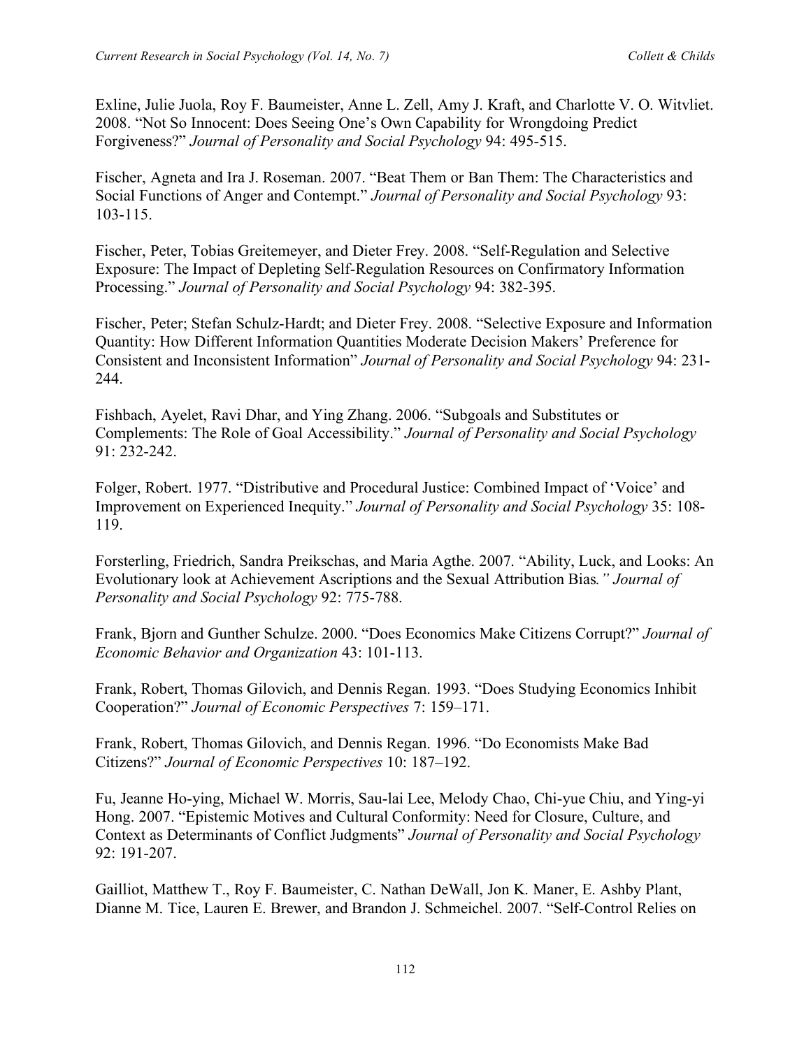Exline, Julie Juola, Roy F. Baumeister, Anne L. Zell, Amy J. Kraft, and Charlotte V. O. Witvliet. 2008. "Not So Innocent: Does Seeing One's Own Capability for Wrongdoing Predict Forgiveness?" *Journal of Personality and Social Psychology* 94: 495-515.

Fischer, Agneta and Ira J. Roseman. 2007. "Beat Them or Ban Them: The Characteristics and Social Functions of Anger and Contempt." *Journal of Personality and Social Psychology* 93: 103-115.

Fischer, Peter, Tobias Greitemeyer, and Dieter Frey. 2008. "Self-Regulation and Selective Exposure: The Impact of Depleting Self-Regulation Resources on Confirmatory Information Processing." *Journal of Personality and Social Psychology* 94: 382-395.

Fischer, Peter; Stefan Schulz-Hardt; and Dieter Frey. 2008. "Selective Exposure and Information Quantity: How Different Information Quantities Moderate Decision Makers' Preference for Consistent and Inconsistent Information" *Journal of Personality and Social Psychology* 94: 231-244.

Fishbach, Ayelet, Ravi Dhar, and Ying Zhang. 2006. "Subgoals and Substitutes or Complements: The Role of Goal Accessibility." *Journal of Personality and Social Psychology* 91: 232-242.

Folger, Robert. 1977. "Distributive and Procedural Justice: Combined Impact of 'Voice' and Improvement on Experienced Inequity." *Journal of Personality and Social Psychology* 35: 108-119.

Forsterling, Friedrich, Sandra Preikschas, and Maria Agthe. 2007. "Ability, Luck, and Looks: An Evolutionary look at Achievement Ascriptions and the Sexual Attribution Bias*." Journal of Personality and Social Psychology* 92: 775-788.

Frank, Bjorn and Gunther Schulze. 2000. "Does Economics Make Citizens Corrupt?" *Journal of Economic Behavior and Organization* 43: 101-113.

Frank, Robert, Thomas Gilovich, and Dennis Regan. 1993. "Does Studying Economics Inhibit Cooperation?" *Journal of Economic Perspectives* 7: 159–171.

Frank, Robert, Thomas Gilovich, and Dennis Regan. 1996. "Do Economists Make Bad Citizens?" *Journal of Economic Perspectives* 10: 187–192.

Fu, Jeanne Ho-ying, Michael W. Morris, Sau-lai Lee, Melody Chao, Chi-yue Chiu, and Ying-yi Hong. 2007. "Epistemic Motives and Cultural Conformity: Need for Closure, Culture, and Context as Determinants of Conflict Judgments" *Journal of Personality and Social Psychology* 92: 191-207.

Gailliot, Matthew T., Roy F. Baumeister, C. Nathan DeWall, Jon K. Maner, E. Ashby Plant, Dianne M. Tice, Lauren E. Brewer, and Brandon J. Schmeichel. 2007. "Self-Control Relies on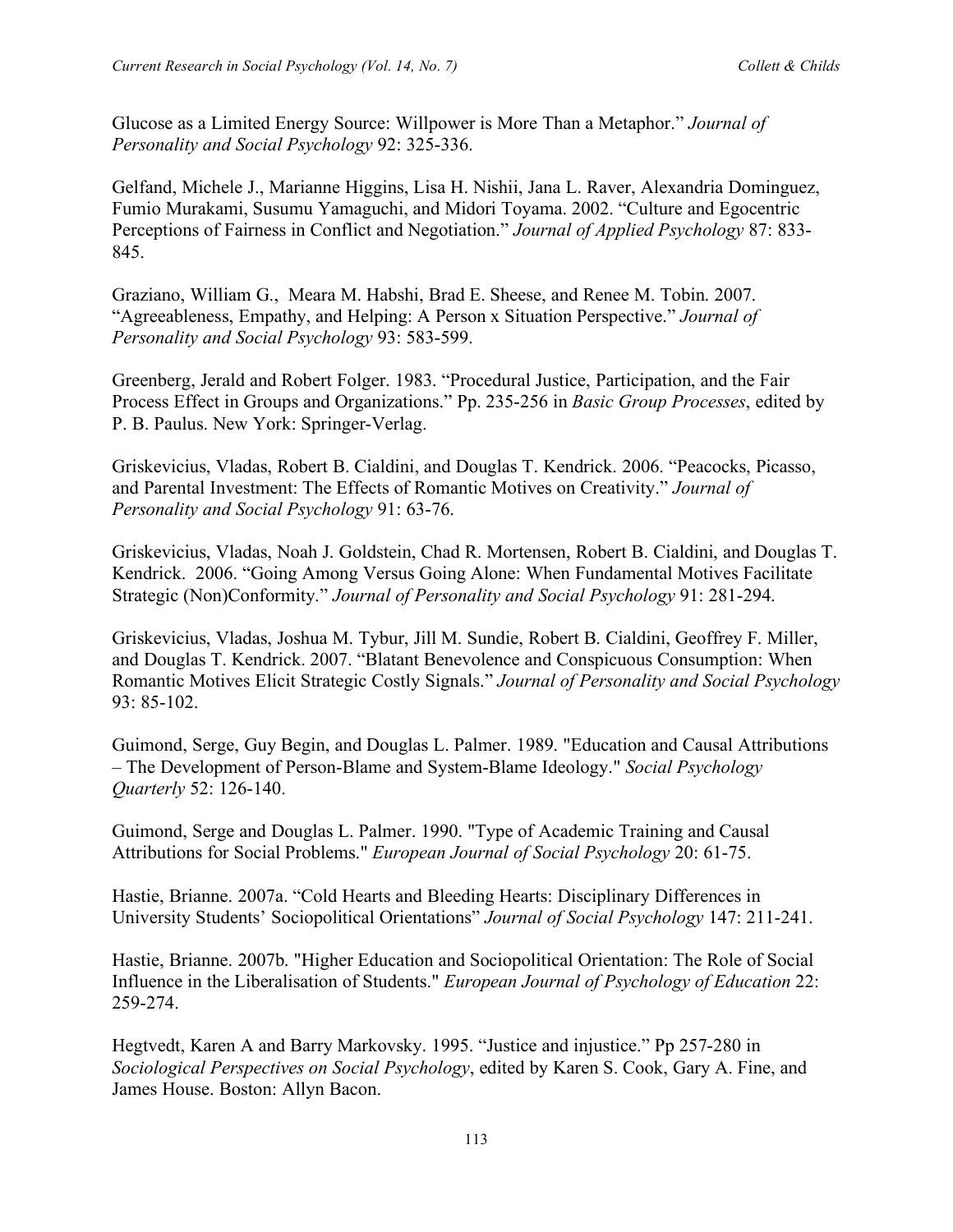Glucose as a Limited Energy Source: Willpower is More Than a Metaphor." *Journal of Personality and Social Psychology* 92: 325-336.

Gelfand, Michele J., Marianne Higgins, Lisa H. Nishii, Jana L. Raver, Alexandria Dominguez, Fumio Murakami, Susumu Yamaguchi, and Midori Toyama. 2002. "Culture and Egocentric Perceptions of Fairness in Conflict and Negotiation." *Journal of Applied Psychology* 87: 833-845.

Graziano, William G., Meara M. Habshi, Brad E. Sheese, and Renee M. Tobin. 2007. "Agreeableness, Empathy, and Helping: A Person x Situation Perspective." *Journal of Personality and Social Psychology* 93: 583-599.

Greenberg, Jerald and Robert Folger. 1983. "Procedural Justice, Participation, and the Fair Process Effect in Groups and Organizations." Pp. 235-256 in *Basic Group Processes*, edited by P. B. Paulus. New York: Springer-Verlag.

Griskevicius, Vladas, Robert B. Cialdini, and Douglas T. Kendrick. 2006. "Peacocks, Picasso, and Parental Investment: The Effects of Romantic Motives on Creativity." *Journal of Personality and Social Psychology* 91: 63-76.

Griskevicius, Vladas, Noah J. Goldstein, Chad R. Mortensen, Robert B. Cialdini, and Douglas T. Kendrick. 2006. "Going Among Versus Going Alone: When Fundamental Motives Facilitate Strategic (Non)Conformity." *Journal of Personality and Social Psychology* 91: 281-294.

Griskevicius, Vladas, Joshua M. Tybur, Jill M. Sundie, Robert B. Cialdini, Geoffrey F. Miller, and Douglas T. Kendrick. 2007. "Blatant Benevolence and Conspicuous Consumption: When Romantic Motives Elicit Strategic Costly Signals." *Journal of Personality and Social Psychology* 93: 85-102.

Guimond, Serge, Guy Begin, and Douglas L. Palmer. 1989. "Education and Causal Attributions – The Development of Person-Blame and System-Blame Ideology." *Social Psychology Quarterly* 52: 126-140.

Guimond, Serge and Douglas L. Palmer. 1990. "Type of Academic Training and Causal Attributions for Social Problems." *European Journal of Social Psychology* 20: 61-75.

Hastie, Brianne. 2007a. "Cold Hearts and Bleeding Hearts: Disciplinary Differences in University Students' Sociopolitical Orientations" *Journal of Social Psychology* 147: 211-241.

Hastie, Brianne. 2007b. "Higher Education and Sociopolitical Orientation: The Role of Social Influence in the Liberalisation of Students." *European Journal of Psychology of Education* 22: 259-274.

Hegtvedt, Karen A and Barry Markovsky. 1995. "Justice and injustice." Pp 257-280 in *Sociological Perspectives on Social Psychology*, edited by Karen S. Cook, Gary A. Fine, and James House. Boston: Allyn Bacon.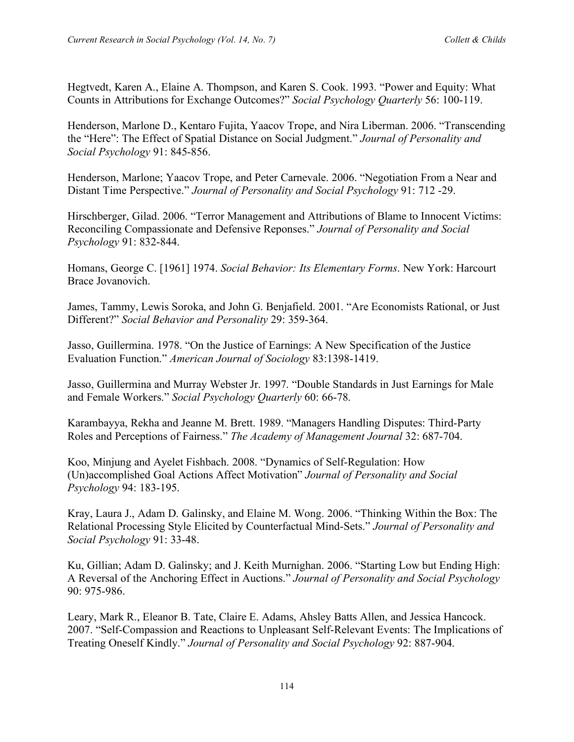Hegtvedt, Karen A., Elaine A. Thompson, and Karen S. Cook. 1993. "Power and Equity: What Counts in Attributions for Exchange Outcomes?" *Social Psychology Quarterly* 56: 100-119.

Henderson, Marlone D., Kentaro Fujita, Yaacov Trope, and Nira Liberman. 2006. "Transcending the "Here": The Effect of Spatial Distance on Social Judgment." *Journal of Personality and Social Psychology* 91: 845-856.

Henderson, Marlone; Yaacov Trope, and Peter Carnevale. 2006. "Negotiation From a Near and Distant Time Perspective." *Journal of Personality and Social Psychology* 91: 712 -29.

Hirschberger, Gilad. 2006. "Terror Management and Attributions of Blame to Innocent Victims: Reconciling Compassionate and Defensive Reponses." *Journal of Personality and Social Psychology* 91: 832-844.

Homans, George C. [1961] 1974. *Social Behavior: Its Elementary Forms*. New York: Harcourt Brace Jovanovich.

James, Tammy, Lewis Soroka, and John G. Benjafield. 2001. "Are Economists Rational, or Just Different?" *Social Behavior and Personality* 29: 359-364.

Jasso, Guillermina. 1978. "On the Justice of Earnings: A New Specification of the Justice Evaluation Function." *American Journal of Sociology* 83:1398-1419.

Jasso, Guillermina and Murray Webster Jr. 1997. "Double Standards in Just Earnings for Male and Female Workers." *Social Psychology Quarterly* 60: 66-78.

Karambayya, Rekha and Jeanne M. Brett. 1989. "Managers Handling Disputes: Third-Party Roles and Perceptions of Fairness." *The Academy of Management Journal* 32: 687-704.

Koo, Minjung and Ayelet Fishbach. 2008. "Dynamics of Self-Regulation: How (Un)accomplished Goal Actions Affect Motivation" *Journal of Personality and Social Psychology* 94: 183-195.

Kray, Laura J., Adam D. Galinsky, and Elaine M. Wong. 2006. "Thinking Within the Box: The Relational Processing Style Elicited by Counterfactual Mind-Sets." *Journal of Personality and Social Psychology* 91: 33-48.

Ku, Gillian; Adam D. Galinsky; and J. Keith Murnighan. 2006. "Starting Low but Ending High: A Reversal of the Anchoring Effect in Auctions." *Journal of Personality and Social Psychology* 90: 975-986.

Leary, Mark R., Eleanor B. Tate, Claire E. Adams, Ahsley Batts Allen, and Jessica Hancock. 2007. "Self-Compassion and Reactions to Unpleasant Self-Relevant Events: The Implications of Treating Oneself Kindly." *Journal of Personality and Social Psychology* 92: 887-904.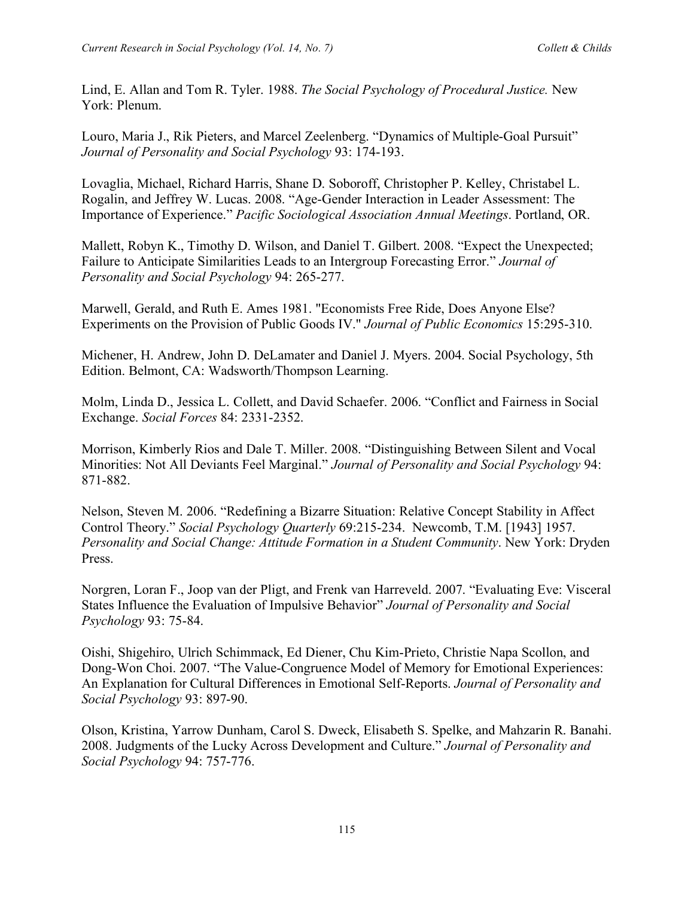Lind, E. Allan and Tom R. Tyler. 1988. *The Social Psychology of Procedural Justice.* New York: Plenum.

Louro, Maria J., Rik Pieters, and Marcel Zeelenberg. "Dynamics of Multiple-Goal Pursuit" *Journal of Personality and Social Psychology* 93: 174-193.

Lovaglia, Michael, Richard Harris, Shane D. Soboroff, Christopher P. Kelley, Christabel L. Rogalin, and Jeffrey W. Lucas. 2008. "Age-Gender Interaction in Leader Assessment: The Importance of Experience." *Pacific Sociological Association Annual Meetings*. Portland, OR.

Mallett, Robyn K., Timothy D. Wilson, and Daniel T. Gilbert. 2008. "Expect the Unexpected; Failure to Anticipate Similarities Leads to an Intergroup Forecasting Error." *Journal of Personality and Social Psychology* 94: 265-277.

Marwell, Gerald, and Ruth E. Ames 1981. "Economists Free Ride, Does Anyone Else? Experiments on the Provision of Public Goods IV." *Journal of Public Economics* 15:295-310.

Michener, H. Andrew, John D. DeLamater and Daniel J. Myers. 2004. Social Psychology, 5th Edition. Belmont, CA: Wadsworth/Thompson Learning.

Molm, Linda D., Jessica L. Collett, and David Schaefer. 2006. "Conflict and Fairness in Social Exchange. *Social Forces* 84: 2331-2352.

Morrison, Kimberly Rios and Dale T. Miller. 2008. "Distinguishing Between Silent and Vocal Minorities: Not All Deviants Feel Marginal." *Journal of Personality and Social Psychology* 94: 871-882.

Nelson, Steven M. 2006. "Redefining a Bizarre Situation: Relative Concept Stability in Affect Control Theory." *Social Psychology Quarterly* 69:215-234. Newcomb, T.M. [1943] 1957. *Personality and Social Change: Attitude Formation in a Student Community*. New York: Dryden Press.

Norgren, Loran F., Joop van der Pligt, and Frenk van Harreveld. 2007. "Evaluating Eve: Visceral States Influence the Evaluation of Impulsive Behavior" *Journal of Personality and Social Psychology* 93: 75-84.

Oishi, Shigehiro, Ulrich Schimmack, Ed Diener, Chu Kim-Prieto, Christie Napa Scollon, and Dong-Won Choi. 2007. "The Value-Congruence Model of Memory for Emotional Experiences: An Explanation for Cultural Differences in Emotional Self-Reports. *Journal of Personality and Social Psychology* 93: 897-90.

Olson, Kristina, Yarrow Dunham, Carol S. Dweck, Elisabeth S. Spelke, and Mahzarin R. Banahi. 2008. Judgments of the Lucky Across Development and Culture." *Journal of Personality and Social Psychology* 94: 757-776.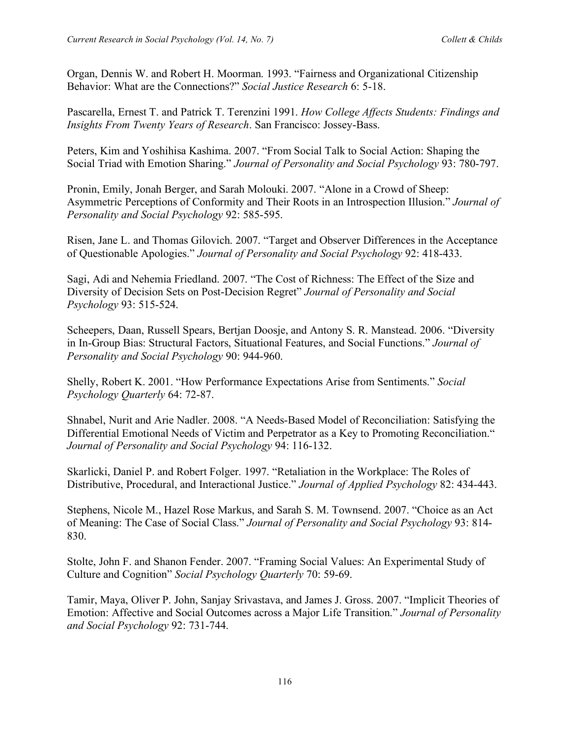Organ, Dennis W. and Robert H. Moorman. 1993. "Fairness and Organizational Citizenship Behavior: What are the Connections?" *Social Justice Research* 6: 5-18.

Pascarella, Ernest T. and Patrick T. Terenzini 1991. *How College Affects Students: Findings and Insights From Twenty Years of Research*. San Francisco: Jossey-Bass.

Peters, Kim and Yoshihisa Kashima. 2007. "From Social Talk to Social Action: Shaping the Social Triad with Emotion Sharing." *Journal of Personality and Social Psychology* 93: 780-797.

Pronin, Emily, Jonah Berger, and Sarah Molouki. 2007. "Alone in a Crowd of Sheep: Asymmetric Perceptions of Conformity and Their Roots in an Introspection Illusion." *Journal of Personality and Social Psychology* 92: 585-595.

Risen, Jane L. and Thomas Gilovich. 2007. "Target and Observer Differences in the Acceptance of Questionable Apologies." *Journal of Personality and Social Psychology* 92: 418-433.

Sagi, Adi and Nehemia Friedland. 2007. "The Cost of Richness: The Effect of the Size and Diversity of Decision Sets on Post-Decision Regret" *Journal of Personality and Social Psychology* 93: 515-524.

Scheepers, Daan, Russell Spears, Bertjan Doosje, and Antony S. R. Manstead. 2006. "Diversity in In-Group Bias: Structural Factors, Situational Features, and Social Functions." *Journal of Personality and Social Psychology* 90: 944-960.

Shelly, Robert K. 2001. "How Performance Expectations Arise from Sentiments." *Social Psychology Quarterly* 64: 72-87.

Shnabel, Nurit and Arie Nadler. 2008. "A Needs-Based Model of Reconciliation: Satisfying the Differential Emotional Needs of Victim and Perpetrator as a Key to Promoting Reconciliation." *Journal of Personality and Social Psychology* 94: 116-132.

Skarlicki, Daniel P. and Robert Folger. 1997. "Retaliation in the Workplace: The Roles of Distributive, Procedural, and Interactional Justice." *Journal of Applied Psychology* 82: 434-443.

Stephens, Nicole M., Hazel Rose Markus, and Sarah S. M. Townsend. 2007. "Choice as an Act of Meaning: The Case of Social Class." *Journal of Personality and Social Psychology* 93: 814-830.

Stolte, John F. and Shanon Fender. 2007. "Framing Social Values: An Experimental Study of Culture and Cognition" *Social Psychology Quarterly* 70: 59-69.

Tamir, Maya, Oliver P. John, Sanjay Srivastava, and James J. Gross. 2007. "Implicit Theories of Emotion: Affective and Social Outcomes across a Major Life Transition." *Journal of Personality and Social Psychology* 92: 731-744.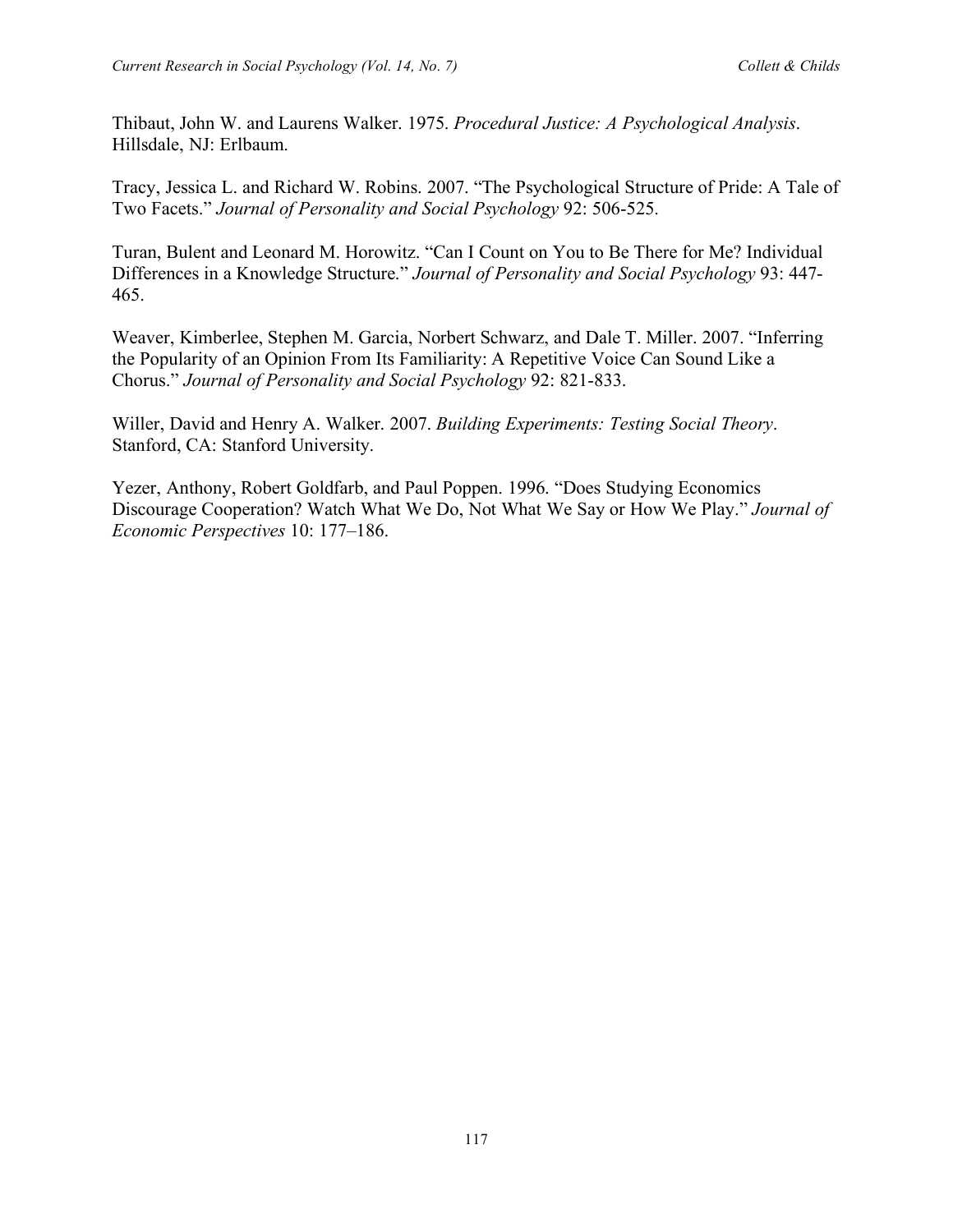Thibaut, John W. and Laurens Walker. 1975. *Procedural Justice: A Psychological Analysis*. Hillsdale, NJ: Erlbaum.

Tracy, Jessica L. and Richard W. Robins. 2007. “The Psychological Structure of Pride: A Tale of Two Facets.” *Journal of Personality and Social Psychology* 92: 506-525.

Turan, Bulent and Leonard M. Horowitz. “Can I Count on You to Be There for Me? Individual Differences in a Knowledge Structure.” *Journal of Personality and Social Psychology* 93: 447-465.

Weaver, Kimberlee, Stephen M. Garcia, Norbert Schwarz, and Dale T. Miller. 2007. “Inferring the Popularity of an Opinion From Its Familiarity: A Repetitive Voice Can Sound Like a Chorus.” *Journal of Personality and Social Psychology* 92: 821-833.

Willer, David and Henry A. Walker. 2007. *Building Experiments: Testing Social Theory*. Stanford, CA: Stanford University.

Yezer, Anthony, Robert Goldfarb, and Paul Poppen. 1996. “Does Studying Economics Discourage Cooperation? Watch What We Do, Not What We Say or How We Play.” *Journal of Economic Perspectives* 10: 177–186.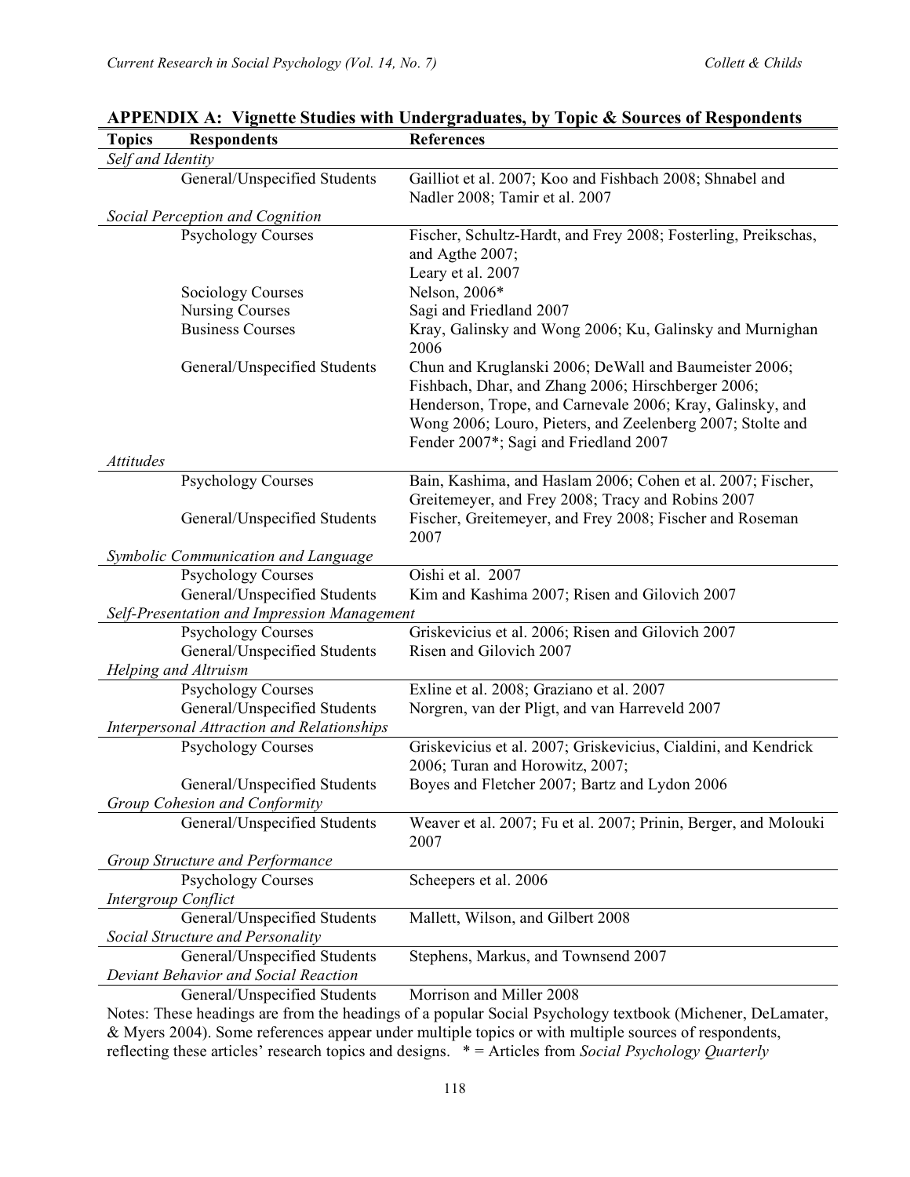## APPENDIX A: Vignette Studies with Undergraduates, by Topic & Sources of Respondents

| Topics | Respondents | References |
|---|---|---|
| *Self and Identity* | | |
| | General/Unspecified Students | Gailliot et al. 2007; Koo and Fishbach 2008; Shnabel and Nadler 2008; Tamir et al. 2007 |
| *Social Perception and Cognition* | | |
| | Psychology Courses | Fischer, Schultz-Hardt, and Frey 2008; Fosterling, Preikschas, and Agthe 2007; Leary et al. 2007 |
| | Sociology Courses | Nelson, 2006* |
| | Nursing Courses | Sagi and Friedland 2007 |
| | Business Courses | Kray, Galinsky and Wong 2006; Ku, Galinsky and Murnighan 2006 |
| | General/Unspecified Students | Chun and Kruglanski 2006; DeWall and Baumeister 2006; Fishbach, Dhar, and Zhang 2006; Hirschberger 2006; Henderson, Trope, and Carnevale 2006; Kray, Galinsky, and Wong 2006; Louro, Pieters, and Zeelenberg 2007; Stolte and Fender 2007*; Sagi and Friedland 2007 |
| *Attitudes* | | |
| | Psychology Courses | Bain, Kashima, and Haslam 2006; Cohen et al. 2007; Fischer, Greitemeyer, and Frey 2008; Tracy and Robins 2007 |
| | General/Unspecified Students | Fischer, Greitemeyer, and Frey 2008; Fischer and Roseman 2007 |
| *Symbolic Communication and Language* | | |
| | Psychology Courses | Oishi et al. 2007 |
| | General/Unspecified Students | Kim and Kashima 2007; Risen and Gilovich 2007 |
| *Self-Presentation and Impression Management* | | |
| | Psychology Courses | Griskevicius et al. 2006; Risen and Gilovich 2007 |
| | General/Unspecified Students | Risen and Gilovich 2007 |
| *Helping and Altruism* | | |
| | Psychology Courses | Exline et al. 2008; Graziano et al. 2007 |
| | General/Unspecified Students | Norgren, van der Pligt, and van Harreveld 2007 |
| *Interpersonal Attraction and Relationships* | | |
| | Psychology Courses | Griskevicius et al. 2007; Griskevicius, Cialdini, and Kendrick 2006; Turan and Horowitz, 2007; |
| | General/Unspecified Students | Boyes and Fletcher 2007; Bartz and Lydon 2006 |
| *Group Cohesion and Conformity* | | |
| | General/Unspecified Students | Weaver et al. 2007; Fu et al. 2007; Prinin, Berger, and Molouki 2007 |
| *Group Structure and Performance* | | |
| | Psychology Courses | Scheepers et al. 2006 |
| *Intergroup Conflict* | | |
| | General/Unspecified Students | Mallett, Wilson, and Gilbert 2008 |
| *Social Structure and Personality* | | |
| | General/Unspecified Students | Stephens, Markus, and Townsend 2007 |
| *Deviant Behavior and Social Reaction* | | |
| | General/Unspecified Students | Morrison and Miller 2008 |

Notes: These headings are from the headings of a popular Social Psychology textbook (Michener, DeLamater, & Myers 2004). Some references appear under multiple topics or with multiple sources of respondents, reflecting these articles' research topics and designs. * = Articles from *Social Psychology Quarterly*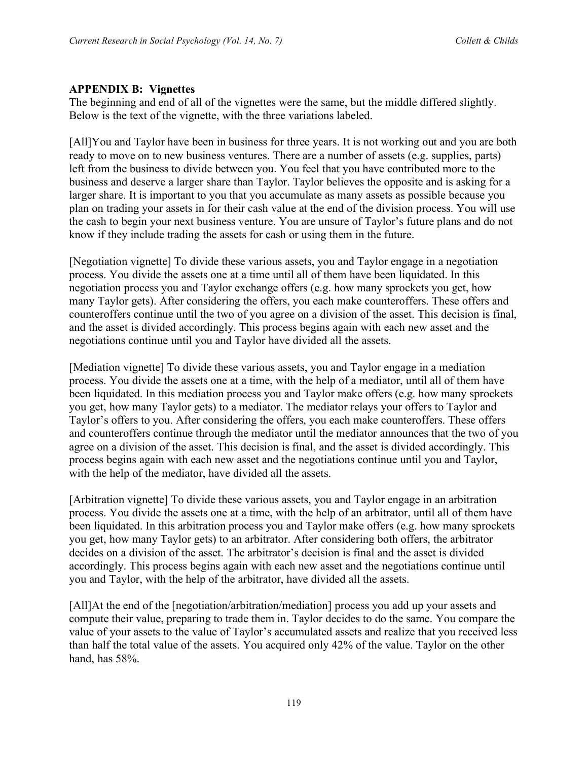## APPENDIX B: Vignettes

The beginning and end of all of the vignettes were the same, but the middle differed slightly. Below is the text of the vignette, with the three variations labeled.

[All]You and Taylor have been in business for three years. It is not working out and you are both ready to move on to new business ventures. There are a number of assets (e.g. supplies, parts) left from the business to divide between you. You feel that you have contributed more to the business and deserve a larger share than Taylor. Taylor believes the opposite and is asking for a larger share. It is important to you that you accumulate as many assets as possible because you plan on trading your assets in for their cash value at the end of the division process. You will use the cash to begin your next business venture. You are unsure of Taylor's future plans and do not know if they include trading the assets for cash or using them in the future.

[Negotiation vignette] To divide these various assets, you and Taylor engage in a negotiation process. You divide the assets one at a time until all of them have been liquidated. In this negotiation process you and Taylor exchange offers (e.g. how many sprockets you get, how many Taylor gets). After considering the offers, you each make counteroffers. These offers and counteroffers continue until the two of you agree on a division of the asset. This decision is final, and the asset is divided accordingly. This process begins again with each new asset and the negotiations continue until you and Taylor have divided all the assets.

[Mediation vignette] To divide these various assets, you and Taylor engage in a mediation process. You divide the assets one at a time, with the help of a mediator, until all of them have been liquidated. In this mediation process you and Taylor make offers (e.g. how many sprockets you get, how many Taylor gets) to a mediator. The mediator relays your offers to Taylor and Taylor's offers to you. After considering the offers, you each make counteroffers. These offers and counteroffers continue through the mediator until the mediator announces that the two of you agree on a division of the asset. This decision is final, and the asset is divided accordingly. This process begins again with each new asset and the negotiations continue until you and Taylor, with the help of the mediator, have divided all the assets.

[Arbitration vignette] To divide these various assets, you and Taylor engage in an arbitration process. You divide the assets one at a time, with the help of an arbitrator, until all of them have been liquidated. In this arbitration process you and Taylor make offers (e.g. how many sprockets you get, how many Taylor gets) to an arbitrator. After considering both offers, the arbitrator decides on a division of the asset. The arbitrator's decision is final and the asset is divided accordingly. This process begins again with each new asset and the negotiations continue until you and Taylor, with the help of the arbitrator, have divided all the assets.

[All]At the end of the [negotiation/arbitration/mediation] process you add up your assets and compute their value, preparing to trade them in. Taylor decides to do the same. You compare the value of your assets to the value of Taylor's accumulated assets and realize that you received less than half the total value of the assets. You acquired only 42% of the value. Taylor on the other hand, has 58%.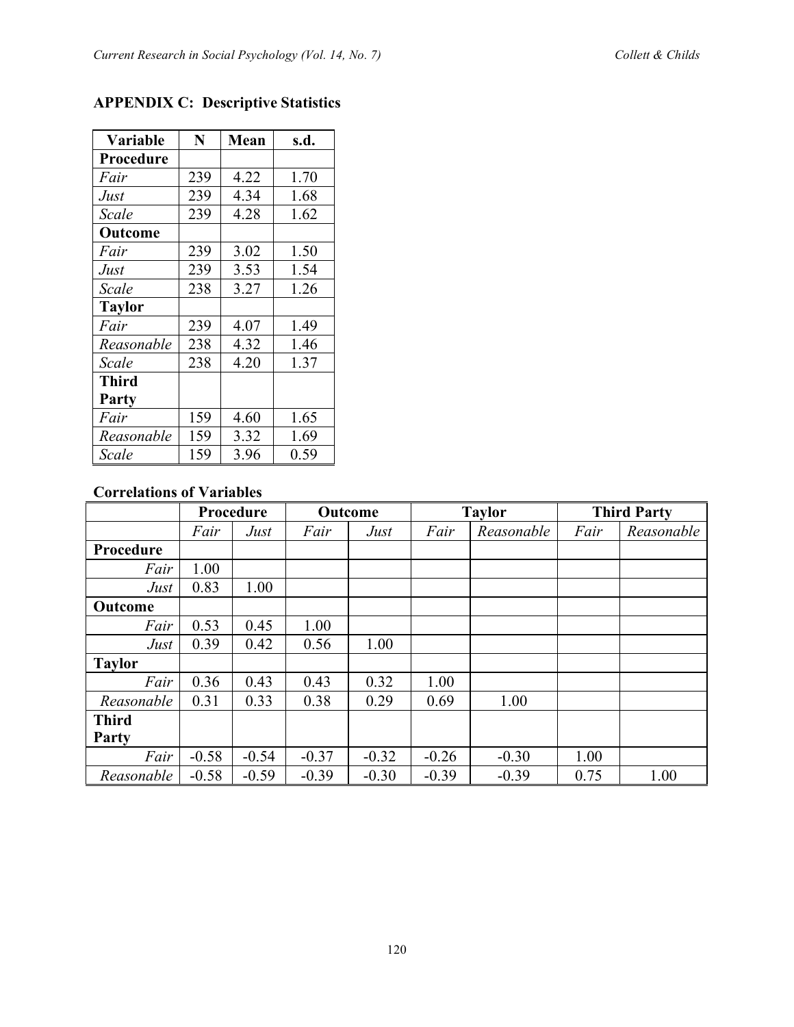## APPENDIX C: Descriptive Statistics

| Variable | N | Mean | s.d. |
|---|---|---|---|
| **Procedure** | | | |
| *Fair* | 239 | 4.22 | 1.70 |
| *Just* | 239 | 4.34 | 1.68 |
| *Scale* | 239 | 4.28 | 1.62 |
| **Outcome** | | | |
| *Fair* | 239 | 3.02 | 1.50 |
| *Just* | 239 | 3.53 | 1.54 |
| *Scale* | 238 | 3.27 | 1.26 |
| **Taylor** | | | |
| *Fair* | 239 | 4.07 | 1.49 |
| *Reasonable* | 238 | 4.32 | 1.46 |
| *Scale* | 238 | 4.20 | 1.37 |
| **Third Party** | | | |
| *Fair* | 159 | 4.60 | 1.65 |
| *Reasonable* | 159 | 3.32 | 1.69 |
| *Scale* | 159 | 3.96 | 0.59 |

### Correlations of Variables

| | Procedure | | Outcome | | Taylor | | Third Party | |
|---|---|---|---|---|---|---|---|---|
| | *Fair* | *Just* | *Fair* | *Just* | *Fair* | *Reasonable* | *Fair* | *Reasonable* |
| **Procedure** | | | | | | | | |
| *Fair* | 1.00 | | | | | | | |
| *Just* | 0.83 | 1.00 | | | | | | |
| **Outcome** | | | | | | | | |
| *Fair* | 0.53 | 0.45 | 1.00 | | | | | |
| *Just* | 0.39 | 0.42 | 0.56 | 1.00 | | | | |
| **Taylor** | | | | | | | | |
| *Fair* | 0.36 | 0.43 | 0.43 | 0.32 | 1.00 | | | |
| *Reasonable* | 0.31 | 0.33 | 0.38 | 0.29 | 0.69 | 1.00 | | |
| **Third Party** | | | | | | | | |
| *Fair* | -0.58 | -0.54 | -0.37 | -0.32 | -0.26 | -0.30 | 1.00 | |
| *Reasonable* | -0.58 | -0.59 | -0.39 | -0.30 | -0.39 | -0.39 | 0.75 | 1.00 |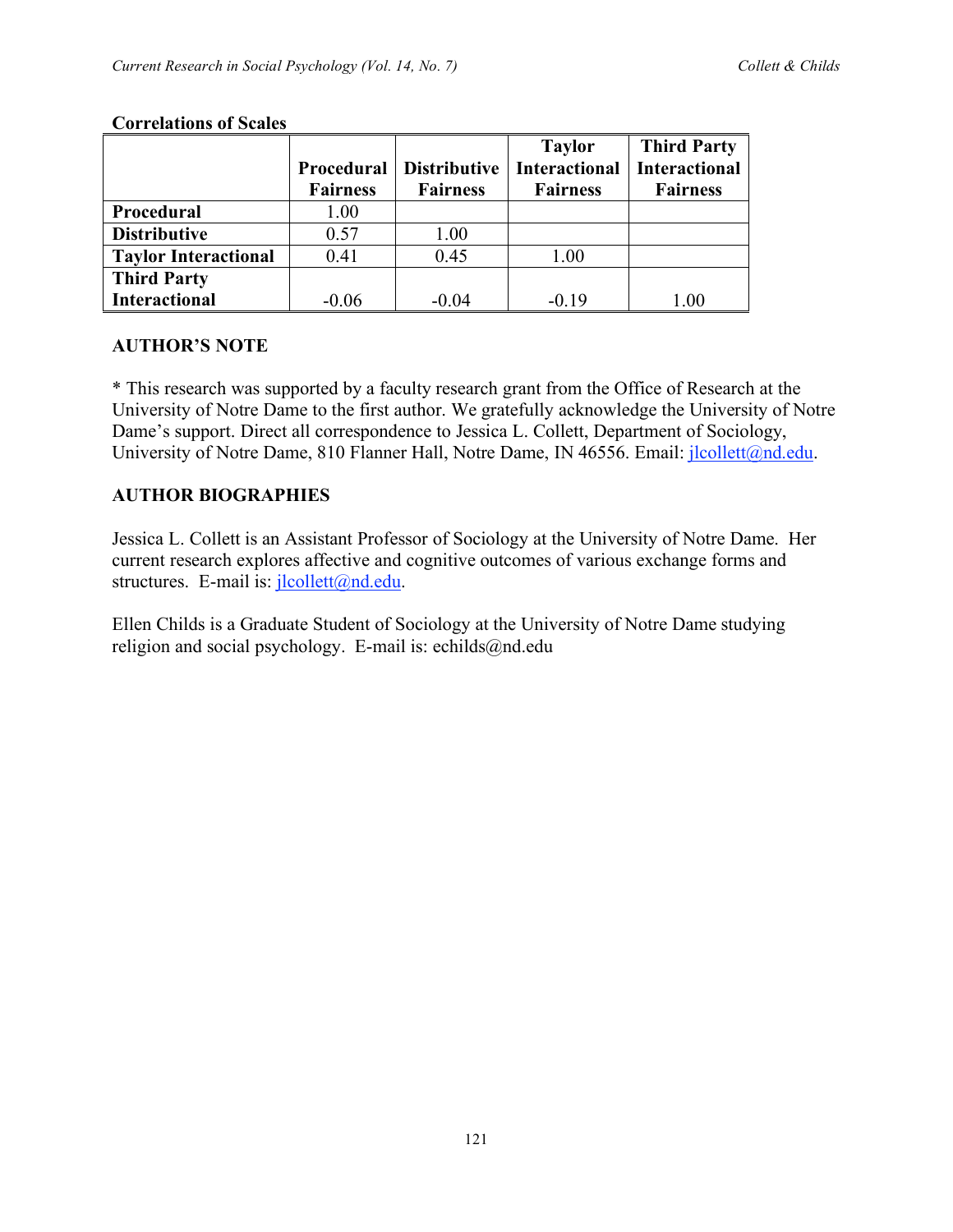**Correlations of Scales**

| | Procedural Fairness | Distributive Fairness | Taylor Interactional Fairness | Third Party Interactional Fairness |
|---|---|---|---|---|
| **Procedural** | 1.00 | | | |
| **Distributive** | 0.57 | 1.00 | | |
| **Taylor Interactional** | 0.41 | 0.45 | 1.00 | |
| **Third Party Interactional** | -0.06 | -0.04 | -0.19 | 1.00 |

## AUTHOR'S NOTE

* This research was supported by a faculty research grant from the Office of Research at the University of Notre Dame to the first author. We gratefully acknowledge the University of Notre Dame's support. Direct all correspondence to Jessica L. Collett, Department of Sociology, University of Notre Dame, 810 Flanner Hall, Notre Dame, IN 46556. Email: jlcollett@nd.edu.

## AUTHOR BIOGRAPHIES

Jessica L. Collett is an Assistant Professor of Sociology at the University of Notre Dame. Her current research explores affective and cognitive outcomes of various exchange forms and structures. E-mail is: jlcollett@nd.edu.

Ellen Childs is a Graduate Student of Sociology at the University of Notre Dame studying religion and social psychology. E-mail is: echilds@nd.edu